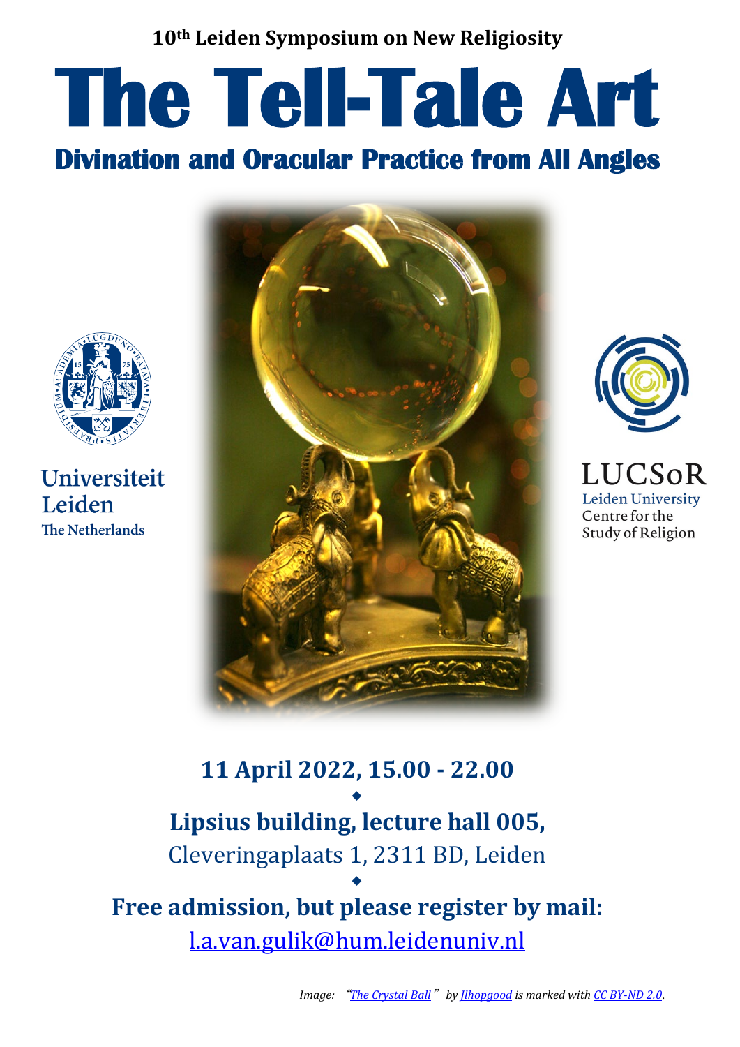**10th Leiden Symposium on New Religiosity**

# The Tell-Tale Art

## Divination and Oracular Practice from All Angles

Universiteit Leiden
The Netherlands

LUCSoR
Leiden University
Centre for the Study of Religion

**11 April 2022, 15.00 - 22.00**

◆

**Lipsius building, lecture hall 005,**
Cleveringaplaats 1, 2311 BD, Leiden

◆

**Free admission, but please register by mail:**
l.a.van.gulik@hum.leidenuniv.nl

*Image: "The Crystal Ball" by Jlhopgood is marked with CC BY-ND 2.0.*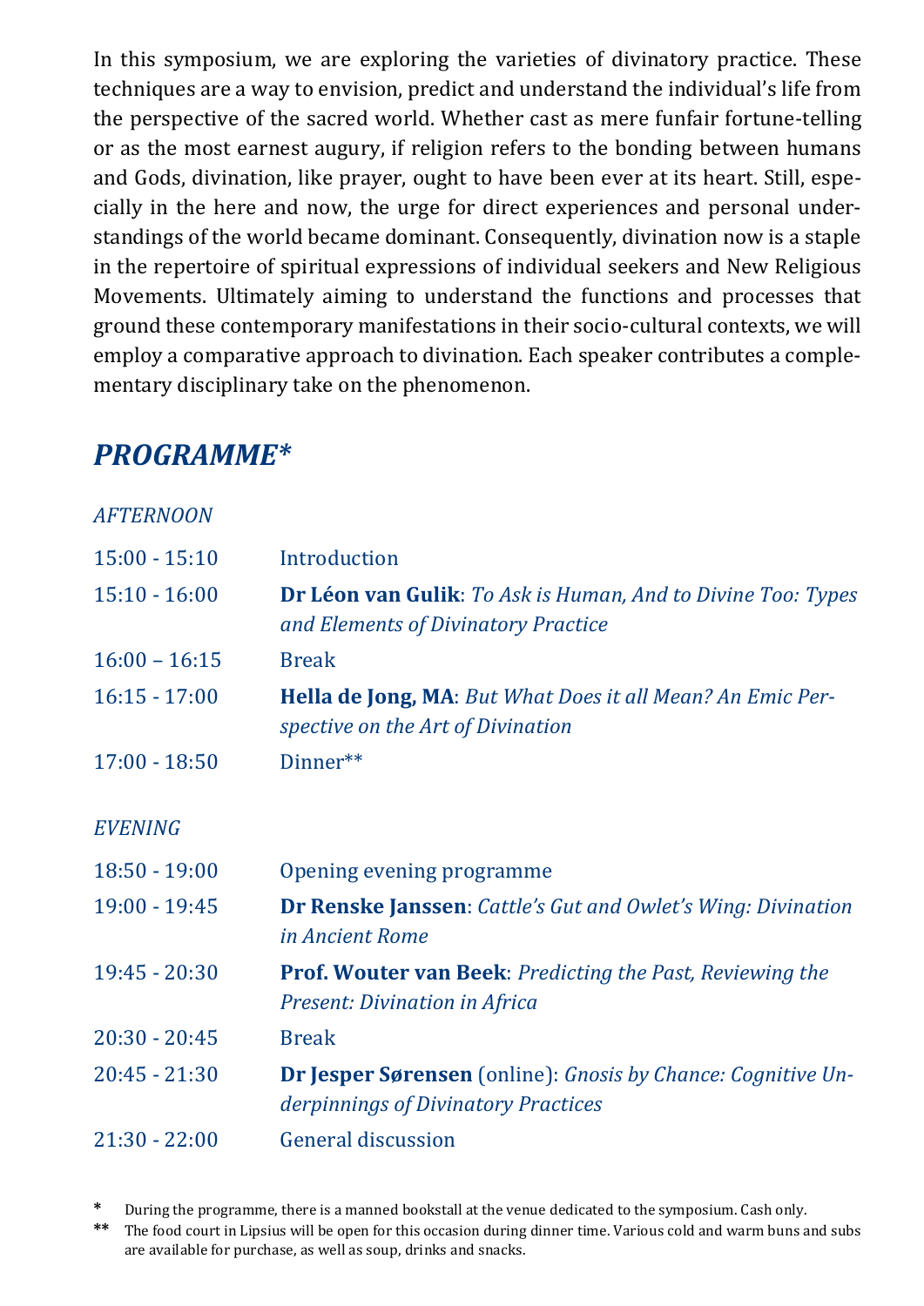In this symposium, we are exploring the varieties of divinatory practice. These techniques are a way to envision, predict and understand the individual's life from the perspective of the sacred world. Whether cast as mere funfair fortune-telling or as the most earnest augury, if religion refers to the bonding between humans and Gods, divination, like prayer, ought to have been ever at its heart. Still, especially in the here and now, the urge for direct experiences and personal understandings of the world became dominant. Consequently, divination now is a staple in the repertoire of spiritual expressions of individual seekers and New Religious Movements. Ultimately aiming to understand the functions and processes that ground these contemporary manifestations in their socio-cultural contexts, we will employ a comparative approach to divination. Each speaker contributes a complementary disciplinary take on the phenomenon.

## *PROGRAMME**

*AFTERNOON*

| | |
|---|---|
| 15:00 - 15:10 | Introduction |
| 15:10 - 16:00 | **Dr Léon van Gulik**: *To Ask is Human, And to Divine Too: Types and Elements of Divinatory Practice* |
| 16:00 – 16:15 | Break |
| 16:15 - 17:00 | **Hella de Jong, MA**: *But What Does it all Mean? An Emic Perspective on the Art of Divination* |
| 17:00 - 18:50 | Dinner** |

*EVENING*

| | |
|---|---|
| 18:50 - 19:00 | Opening evening programme |
| 19:00 - 19:45 | **Dr Renske Janssen**: *Cattle's Gut and Owlet's Wing: Divination in Ancient Rome* |
| 19:45 - 20:30 | **Prof. Wouter van Beek**: *Predicting the Past, Reviewing the Present: Divination in Africa* |
| 20:30 - 20:45 | Break |
| 20:45 - 21:30 | **Dr Jesper Sørensen** (online): *Gnosis by Chance: Cognitive Underpinnings of Divinatory Practices* |
| 21:30 - 22:00 | General discussion |

\* During the programme, there is a manned bookstall at the venue dedicated to the symposium. Cash only.

** The food court in Lipsius will be open for this occasion during dinner time. Various cold and warm buns and subs are available for purchase, as well as soup, drinks and snacks.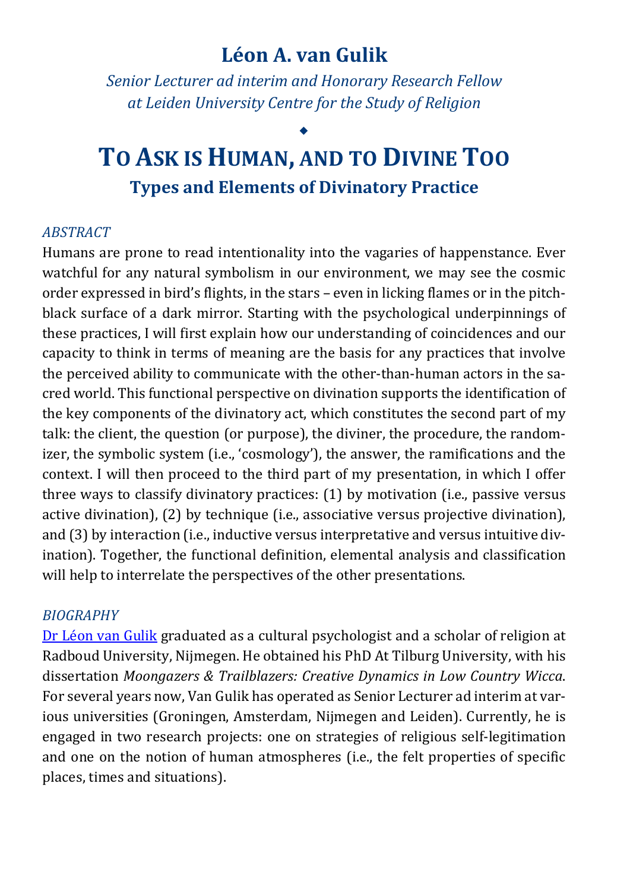# Léon A. van Gulik

*Senior Lecturer ad interim and Honorary Research Fellow at Leiden University Centre for the Study of Religion*

◆

## To Ask is Human, and to Divine Too

### Types and Elements of Divinatory Practice

*ABSTRACT*

Humans are prone to read intentionality into the vagaries of happenstance. Ever watchful for any natural symbolism in our environment, we may see the cosmic order expressed in bird's flights, in the stars – even in licking flames or in the pitch-black surface of a dark mirror. Starting with the psychological underpinnings of these practices, I will first explain how our understanding of coincidences and our capacity to think in terms of meaning are the basis for any practices that involve the perceived ability to communicate with the other-than-human actors in the sacred world. This functional perspective on divination supports the identification of the key components of the divinatory act, which constitutes the second part of my talk: the client, the question (or purpose), the diviner, the procedure, the randomizer, the symbolic system (i.e., 'cosmology'), the answer, the ramifications and the context. I will then proceed to the third part of my presentation, in which I offer three ways to classify divinatory practices: (1) by motivation (i.e., passive versus active divination), (2) by technique (i.e., associative versus projective divination), and (3) by interaction (i.e., inductive versus interpretative and versus intuitive divination). Together, the functional definition, elemental analysis and classification will help to interrelate the perspectives of the other presentations.

*BIOGRAPHY*

Dr Léon van Gulik graduated as a cultural psychologist and a scholar of religion at Radboud University, Nijmegen. He obtained his PhD At Tilburg University, with his dissertation *Moongazers & Trailblazers: Creative Dynamics in Low Country Wicca*. For several years now, Van Gulik has operated as Senior Lecturer ad interim at various universities (Groningen, Amsterdam, Nijmegen and Leiden). Currently, he is engaged in two research projects: one on strategies of religious self-legitimation and one on the notion of human atmospheres (i.e., the felt properties of specific places, times and situations).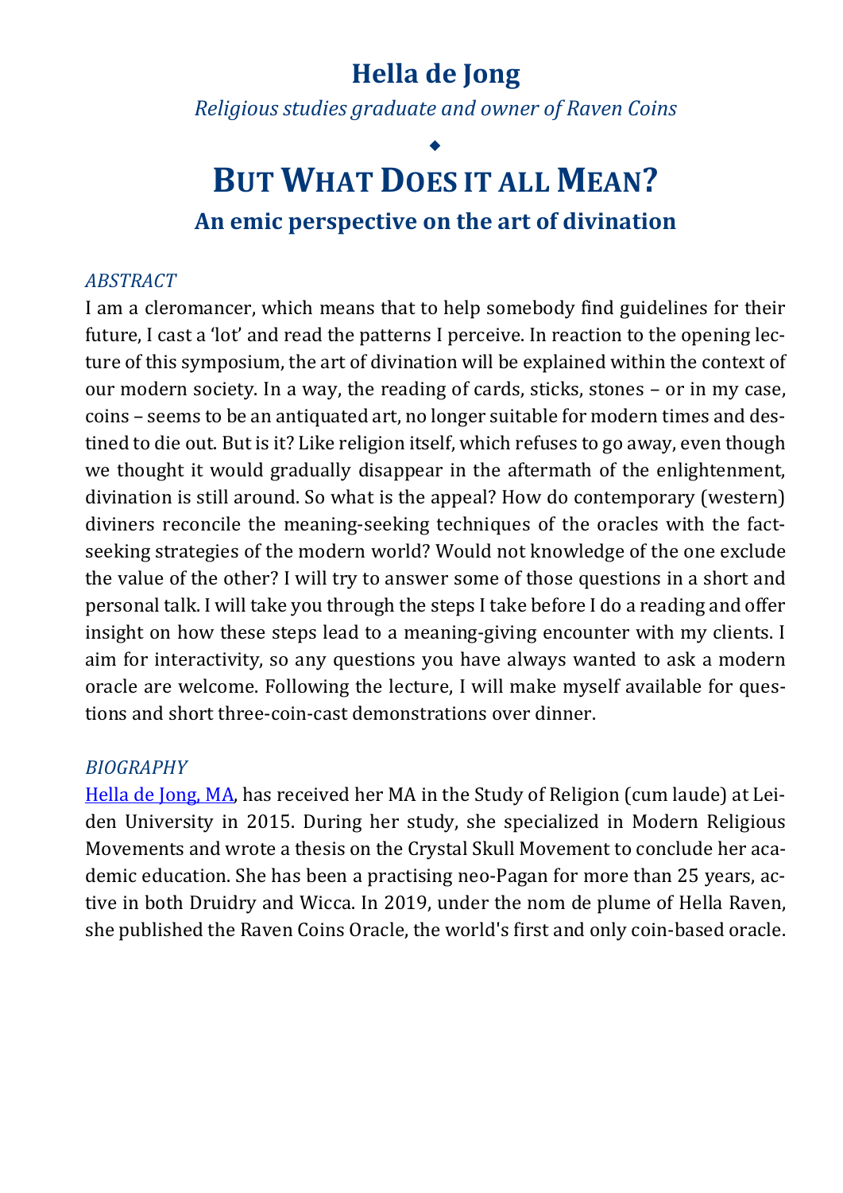# Hella de Jong

*Religious studies graduate and owner of Raven Coins*

◆

# BUT WHAT DOES IT ALL MEAN?

## An emic perspective on the art of divination

*ABSTRACT*

I am a cleromancer, which means that to help somebody find guidelines for their future, I cast a 'lot' and read the patterns I perceive. In reaction to the opening lecture of this symposium, the art of divination will be explained within the context of our modern society. In a way, the reading of cards, sticks, stones – or in my case, coins – seems to be an antiquated art, no longer suitable for modern times and destined to die out. But is it? Like religion itself, which refuses to go away, even though we thought it would gradually disappear in the aftermath of the enlightenment, divination is still around. So what is the appeal? How do contemporary (western) diviners reconcile the meaning-seeking techniques of the oracles with the fact-seeking strategies of the modern world? Would not knowledge of the one exclude the value of the other? I will try to answer some of those questions in a short and personal talk. I will take you through the steps I take before I do a reading and offer insight on how these steps lead to a meaning-giving encounter with my clients. I aim for interactivity, so any questions you have always wanted to ask a modern oracle are welcome. Following the lecture, I will make myself available for questions and short three-coin-cast demonstrations over dinner.

*BIOGRAPHY*

Hella de Jong, MA, has received her MA in the Study of Religion (cum laude) at Leiden University in 2015. During her study, she specialized in Modern Religious Movements and wrote a thesis on the Crystal Skull Movement to conclude her academic education. She has been a practising neo-Pagan for more than 25 years, active in both Druidry and Wicca. In 2019, under the nom de plume of Hella Raven, she published the Raven Coins Oracle, the world's first and only coin-based oracle.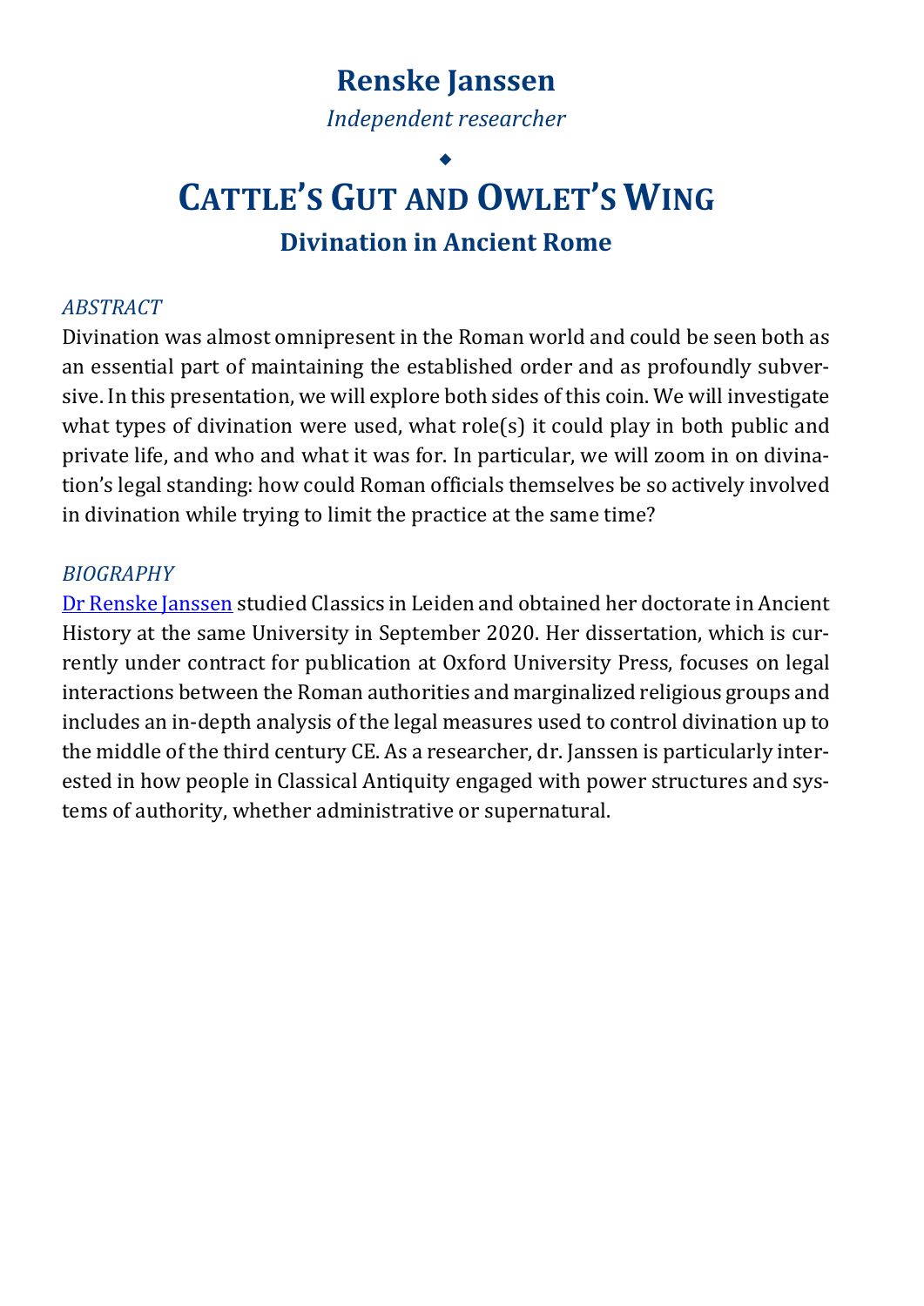## Renske Janssen

*Independent researcher*

◆

# Cattle's Gut and Owlet's Wing

## Divination in Ancient Rome

*ABSTRACT*

Divination was almost omnipresent in the Roman world and could be seen both as an essential part of maintaining the established order and as profoundly subversive. In this presentation, we will explore both sides of this coin. We will investigate what types of divination were used, what role(s) it could play in both public and private life, and who and what it was for. In particular, we will zoom in on divination's legal standing: how could Roman officials themselves be so actively involved in divination while trying to limit the practice at the same time?

*BIOGRAPHY*

Dr Renske Janssen studied Classics in Leiden and obtained her doctorate in Ancient History at the same University in September 2020. Her dissertation, which is currently under contract for publication at Oxford University Press, focuses on legal interactions between the Roman authorities and marginalized religious groups and includes an in-depth analysis of the legal measures used to control divination up to the middle of the third century CE. As a researcher, dr. Janssen is particularly interested in how people in Classical Antiquity engaged with power structures and systems of authority, whether administrative or supernatural.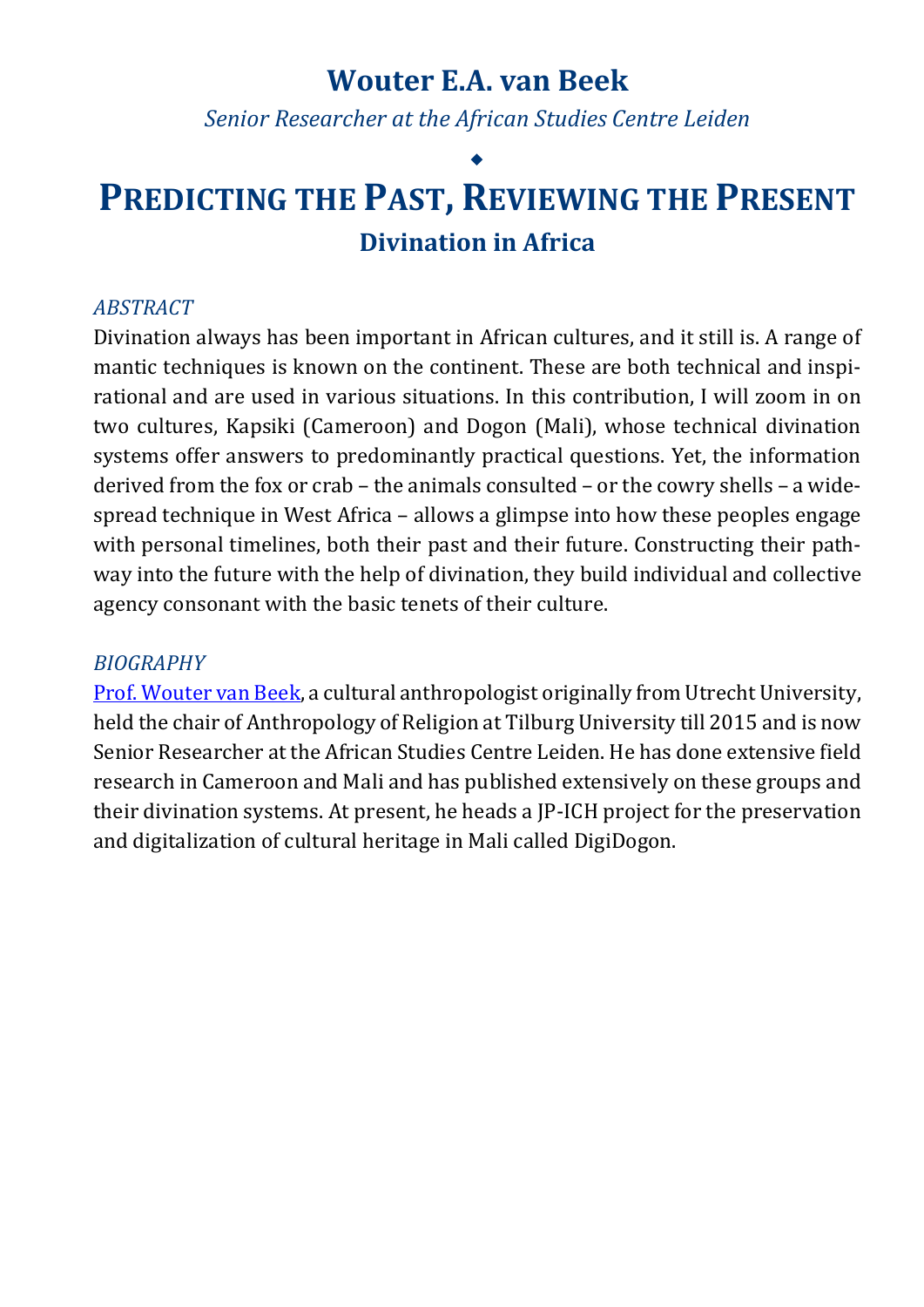# Wouter E.A. van Beek

*Senior Researcher at the African Studies Centre Leiden*

◆

# Predicting the Past, Reviewing the Present

## Divination in Africa

*ABSTRACT*

Divination always has been important in African cultures, and it still is. A range of mantic techniques is known on the continent. These are both technical and inspirational and are used in various situations. In this contribution, I will zoom in on two cultures, Kapsiki (Cameroon) and Dogon (Mali), whose technical divination systems offer answers to predominantly practical questions. Yet, the information derived from the fox or crab – the animals consulted – or the cowry shells – a widespread technique in West Africa – allows a glimpse into how these peoples engage with personal timelines, both their past and their future. Constructing their pathway into the future with the help of divination, they build individual and collective agency consonant with the basic tenets of their culture.

*BIOGRAPHY*

Prof. Wouter van Beek, a cultural anthropologist originally from Utrecht University, held the chair of Anthropology of Religion at Tilburg University till 2015 and is now Senior Researcher at the African Studies Centre Leiden. He has done extensive field research in Cameroon and Mali and has published extensively on these groups and their divination systems. At present, he heads a JP-ICH project for the preservation and digitalization of cultural heritage in Mali called DigiDogon.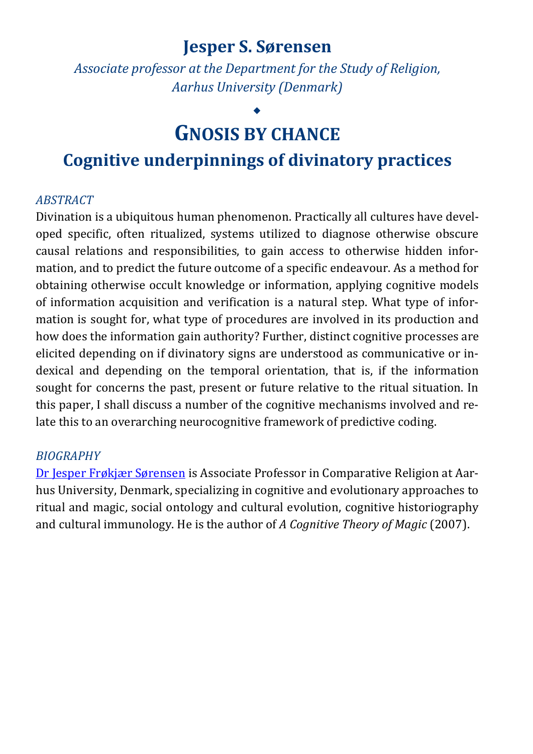# Jesper S. Sørensen

*Associate professor at the Department for the Study of Religion, Aarhus University (Denmark)*

◆

# Gnosis by chance

## Cognitive underpinnings of divinatory practices

*ABSTRACT*

Divination is a ubiquitous human phenomenon. Practically all cultures have developed specific, often ritualized, systems utilized to diagnose otherwise obscure causal relations and responsibilities, to gain access to otherwise hidden information, and to predict the future outcome of a specific endeavour. As a method for obtaining otherwise occult knowledge or information, applying cognitive models of information acquisition and verification is a natural step. What type of information is sought for, what type of procedures are involved in its production and how does the information gain authority? Further, distinct cognitive processes are elicited depending on if divinatory signs are understood as communicative or indexical and depending on the temporal orientation, that is, if the information sought for concerns the past, present or future relative to the ritual situation. In this paper, I shall discuss a number of the cognitive mechanisms involved and relate this to an overarching neurocognitive framework of predictive coding.

*BIOGRAPHY*

Dr Jesper Frøkjær Sørensen is Associate Professor in Comparative Religion at Aarhus University, Denmark, specializing in cognitive and evolutionary approaches to ritual and magic, social ontology and cultural evolution, cognitive historiography and cultural immunology. He is the author of *A Cognitive Theory of Magic* (2007).